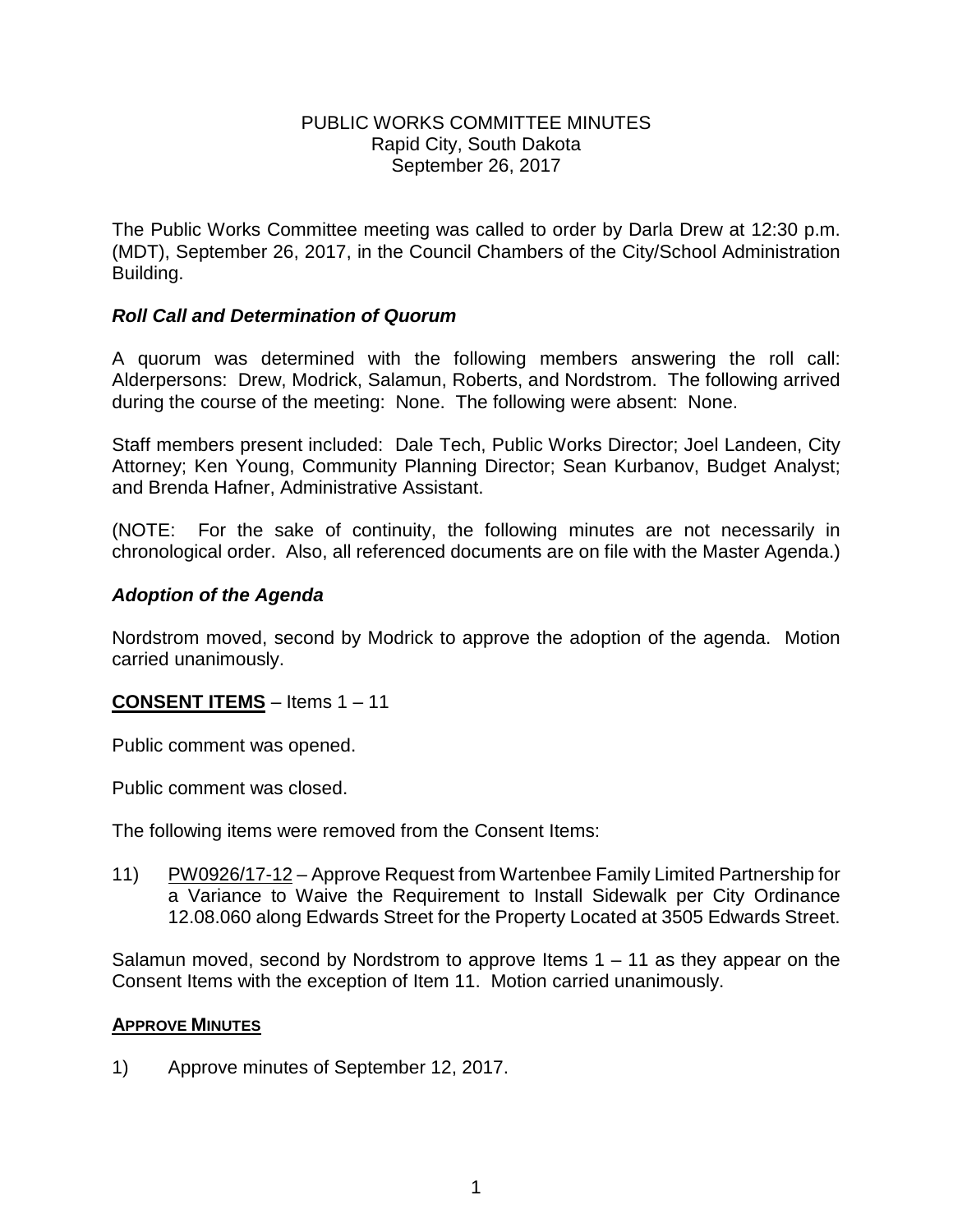# PUBLIC WORKS COMMITTEE MINUTES
Rapid City, South Dakota
September 26, 2017

The Public Works Committee meeting was called to order by Darla Drew at 12:30 p.m. (MDT), September 26, 2017, in the Council Chambers of the City/School Administration Building.

### *Roll Call and Determination of Quorum*

A quorum was determined with the following members answering the roll call: Alderpersons: Drew, Modrick, Salamun, Roberts, and Nordstrom. The following arrived during the course of the meeting: None. The following were absent: None.

Staff members present included: Dale Tech, Public Works Director; Joel Landeen, City Attorney; Ken Young, Community Planning Director; Sean Kurbanov, Budget Analyst; and Brenda Hafner, Administrative Assistant.

(NOTE: For the sake of continuity, the following minutes are not necessarily in chronological order. Also, all referenced documents are on file with the Master Agenda.)

### *Adoption of the Agenda*

Nordstrom moved, second by Modrick to approve the adoption of the agenda. Motion carried unanimously.

**CONSENT ITEMS** – Items 1 – 11

Public comment was opened.

Public comment was closed.

The following items were removed from the Consent Items:

11) PW0926/17-12 – Approve Request from Wartenbee Family Limited Partnership for a Variance to Waive the Requirement to Install Sidewalk per City Ordinance 12.08.060 along Edwards Street for the Property Located at 3505 Edwards Street.

Salamun moved, second by Nordstrom to approve Items 1 – 11 as they appear on the Consent Items with the exception of Item 11. Motion carried unanimously.

**APPROVE MINUTES**

1) Approve minutes of September 12, 2017.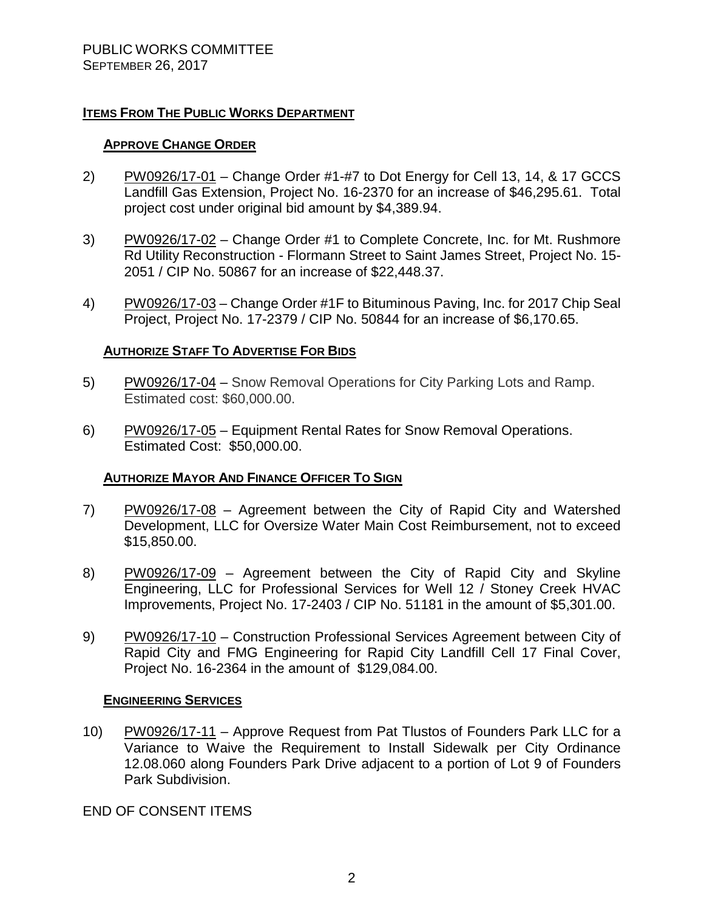PUBLIC WORKS COMMITTEE
SEPTEMBER 26, 2017

## ITEMS FROM THE PUBLIC WORKS DEPARTMENT

### APPROVE CHANGE ORDER

2) PW0926/17-01 – Change Order #1-#7 to Dot Energy for Cell 13, 14, & 17 GCCS Landfill Gas Extension, Project No. 16-2370 for an increase of $46,295.61. Total project cost under original bid amount by $4,389.94.

3) PW0926/17-02 – Change Order #1 to Complete Concrete, Inc. for Mt. Rushmore Rd Utility Reconstruction - Flormann Street to Saint James Street, Project No. 15-2051 / CIP No. 50867 for an increase of $22,448.37.

4) PW0926/17-03 – Change Order #1F to Bituminous Paving, Inc. for 2017 Chip Seal Project, Project No. 17-2379 / CIP No. 50844 for an increase of $6,170.65.

### AUTHORIZE STAFF TO ADVERTISE FOR BIDS

5) PW0926/17-04 – Snow Removal Operations for City Parking Lots and Ramp. Estimated cost: $60,000.00.

6) PW0926/17-05 – Equipment Rental Rates for Snow Removal Operations. Estimated Cost: $50,000.00.

### AUTHORIZE MAYOR AND FINANCE OFFICER TO SIGN

7) PW0926/17-08 – Agreement between the City of Rapid City and Watershed Development, LLC for Oversize Water Main Cost Reimbursement, not to exceed $15,850.00.

8) PW0926/17-09 – Agreement between the City of Rapid City and Skyline Engineering, LLC for Professional Services for Well 12 / Stoney Creek HVAC Improvements, Project No. 17-2403 / CIP No. 51181 in the amount of $5,301.00.

9) PW0926/17-10 – Construction Professional Services Agreement between City of Rapid City and FMG Engineering for Rapid City Landfill Cell 17 Final Cover, Project No. 16-2364 in the amount of $129,084.00.

### ENGINEERING SERVICES

10) PW0926/17-11 – Approve Request from Pat Tlustos of Founders Park LLC for a Variance to Waive the Requirement to Install Sidewalk per City Ordinance 12.08.060 along Founders Park Drive adjacent to a portion of Lot 9 of Founders Park Subdivision.

END OF CONSENT ITEMS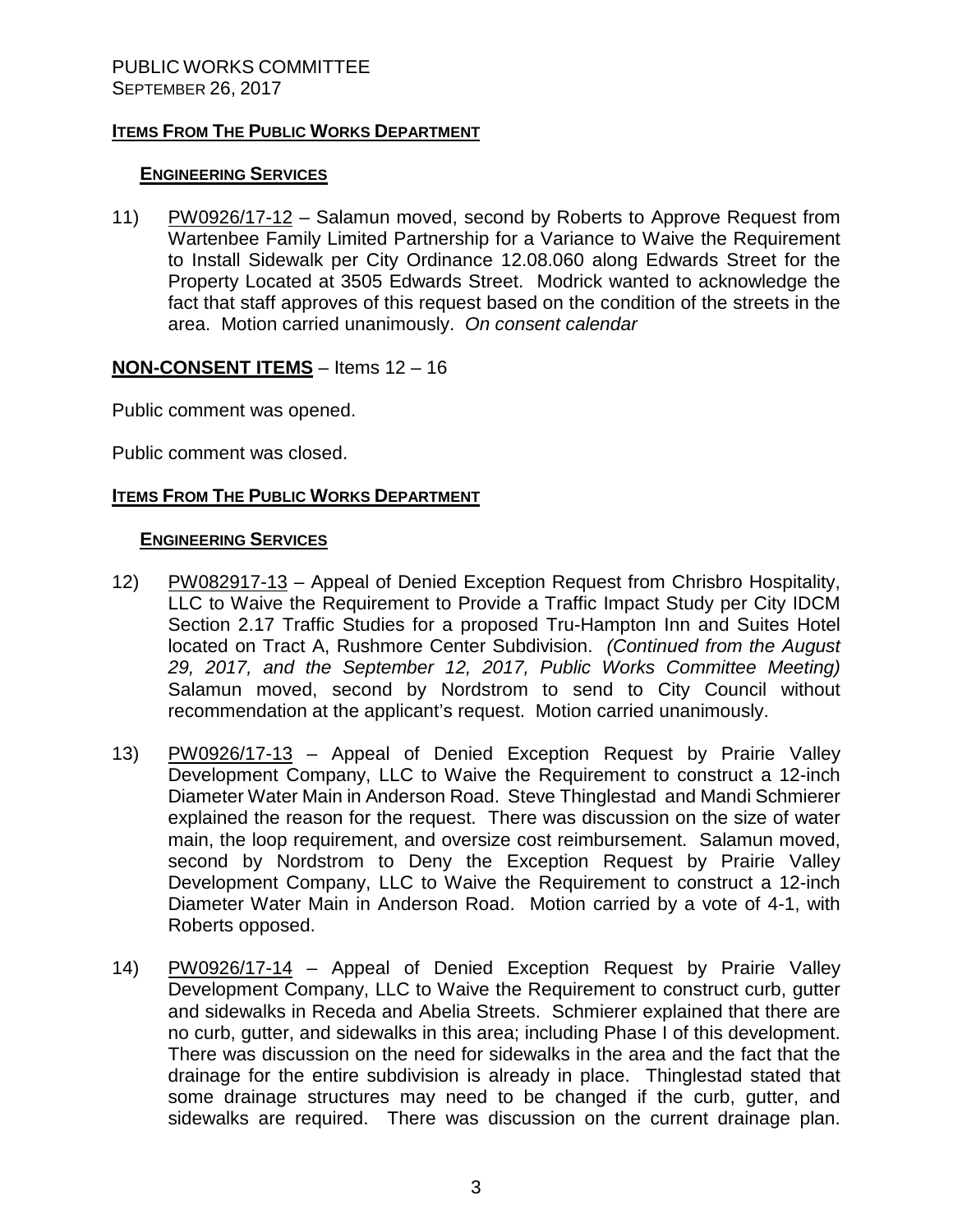PUBLIC WORKS COMMITTEE
SEPTEMBER 26, 2017

**ITEMS FROM THE PUBLIC WORKS DEPARTMENT**

**ENGINEERING SERVICES**

11) PW0926/17-12 – Salamun moved, second by Roberts to Approve Request from Wartenbee Family Limited Partnership for a Variance to Waive the Requirement to Install Sidewalk per City Ordinance 12.08.060 along Edwards Street for the Property Located at 3505 Edwards Street. Modrick wanted to acknowledge the fact that staff approves of this request based on the condition of the streets in the area. Motion carried unanimously. *On consent calendar*

**NON-CONSENT ITEMS** – Items 12 – 16

Public comment was opened.

Public comment was closed.

**ITEMS FROM THE PUBLIC WORKS DEPARTMENT**

**ENGINEERING SERVICES**

12) PW082917-13 – Appeal of Denied Exception Request from Chrisbro Hospitality, LLC to Waive the Requirement to Provide a Traffic Impact Study per City IDCM Section 2.17 Traffic Studies for a proposed Tru-Hampton Inn and Suites Hotel located on Tract A, Rushmore Center Subdivision. *(Continued from the August 29, 2017, and the September 12, 2017, Public Works Committee Meeting)* Salamun moved, second by Nordstrom to send to City Council without recommendation at the applicant's request. Motion carried unanimously.

13) PW0926/17-13 – Appeal of Denied Exception Request by Prairie Valley Development Company, LLC to Waive the Requirement to construct a 12-inch Diameter Water Main in Anderson Road. Steve Thinglestad and Mandi Schmierer explained the reason for the request. There was discussion on the size of water main, the loop requirement, and oversize cost reimbursement. Salamun moved, second by Nordstrom to Deny the Exception Request by Prairie Valley Development Company, LLC to Waive the Requirement to construct a 12-inch Diameter Water Main in Anderson Road. Motion carried by a vote of 4-1, with Roberts opposed.

14) PW0926/17-14 – Appeal of Denied Exception Request by Prairie Valley Development Company, LLC to Waive the Requirement to construct curb, gutter and sidewalks in Receda and Abelia Streets. Schmierer explained that there are no curb, gutter, and sidewalks in this area; including Phase I of this development. There was discussion on the need for sidewalks in the area and the fact that the drainage for the entire subdivision is already in place. Thinglestad stated that some drainage structures may need to be changed if the curb, gutter, and sidewalks are required. There was discussion on the current drainage plan.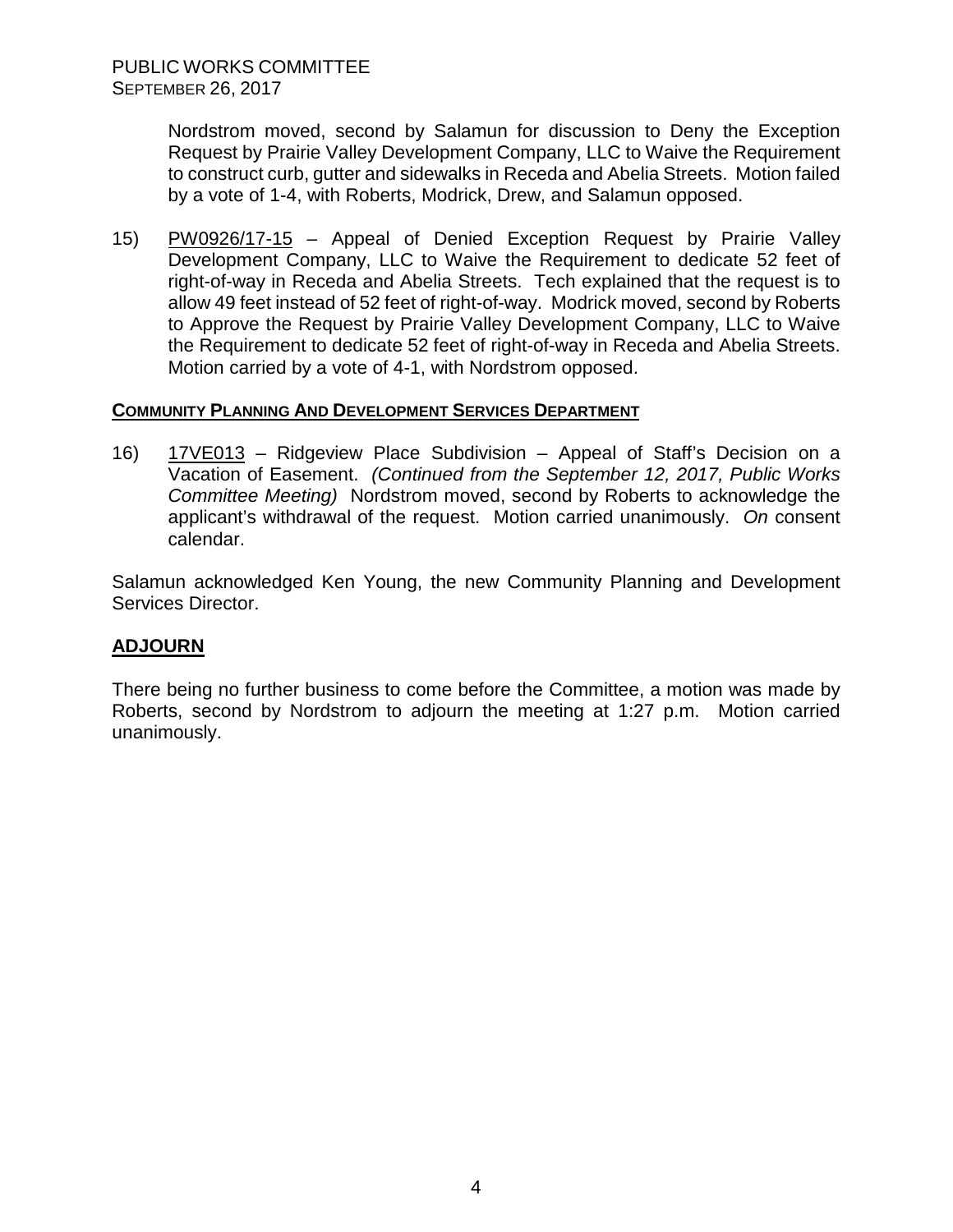Nordstrom moved, second by Salamun for discussion to Deny the Exception Request by Prairie Valley Development Company, LLC to Waive the Requirement to construct curb, gutter and sidewalks in Receda and Abelia Streets. Motion failed by a vote of 1-4, with Roberts, Modrick, Drew, and Salamun opposed.

15) PW0926/17-15 – Appeal of Denied Exception Request by Prairie Valley Development Company, LLC to Waive the Requirement to dedicate 52 feet of right-of-way in Receda and Abelia Streets. Tech explained that the request is to allow 49 feet instead of 52 feet of right-of-way. Modrick moved, second by Roberts to Approve the Request by Prairie Valley Development Company, LLC to Waive the Requirement to dedicate 52 feet of right-of-way in Receda and Abelia Streets. Motion carried by a vote of 4-1, with Nordstrom opposed.

**COMMUNITY PLANNING AND DEVELOPMENT SERVICES DEPARTMENT**

16) 17VE013 – Ridgeview Place Subdivision – Appeal of Staff's Decision on a Vacation of Easement. *(Continued from the September 12, 2017, Public Works Committee Meeting)* Nordstrom moved, second by Roberts to acknowledge the applicant's withdrawal of the request. Motion carried unanimously. *On* consent calendar.

Salamun acknowledged Ken Young, the new Community Planning and Development Services Director.

## ADJOURN

There being no further business to come before the Committee, a motion was made by Roberts, second by Nordstrom to adjourn the meeting at 1:27 p.m. Motion carried unanimously.